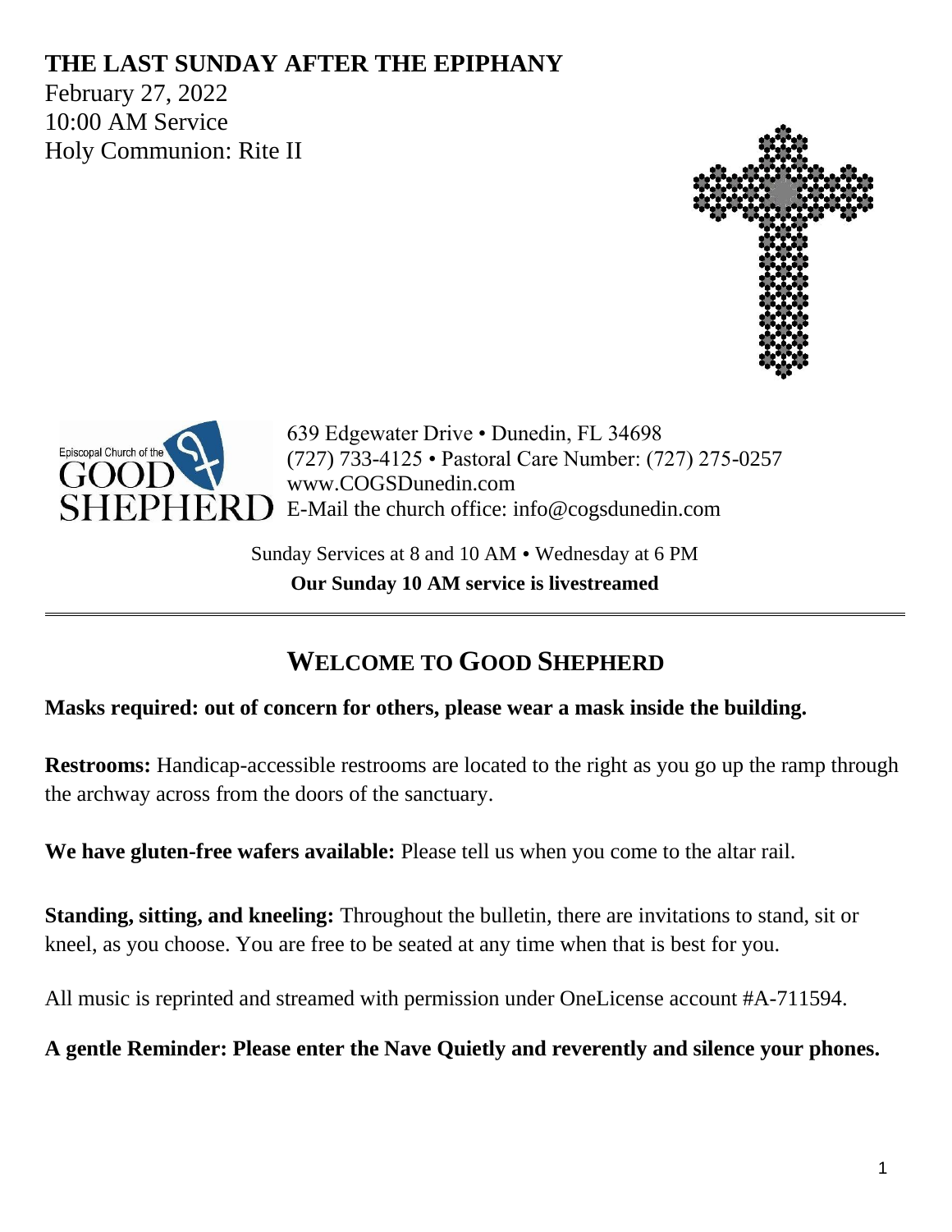# THE LAST SUNDAY AFTER THE EPIPHANY

February 27, 2022
10:00 AM Service
Holy Communion: Rite II

Episcopal Church of the GOOD SHEPHERD

639 Edgewater Drive • Dunedin, FL 34698
(727) 733-4125 • Pastoral Care Number: (727) 275-0257
www.COGSDunedin.com
E-Mail the church office: info@cogsdunedin.com

Sunday Services at 8 and 10 AM • Wednesday at 6 PM
**Our Sunday 10 AM service is livestreamed**

---

## WELCOME TO GOOD SHEPHERD

**Masks required: out of concern for others, please wear a mask inside the building.**

**Restrooms:** Handicap-accessible restrooms are located to the right as you go up the ramp through the archway across from the doors of the sanctuary.

**We have gluten-free wafers available:** Please tell us when you come to the altar rail.

**Standing, sitting, and kneeling:** Throughout the bulletin, there are invitations to stand, sit or kneel, as you choose. You are free to be seated at any time when that is best for you.

All music is reprinted and streamed with permission under OneLicense account #A-711594.

**A gentle Reminder: Please enter the Nave Quietly and reverently and silence your phones.**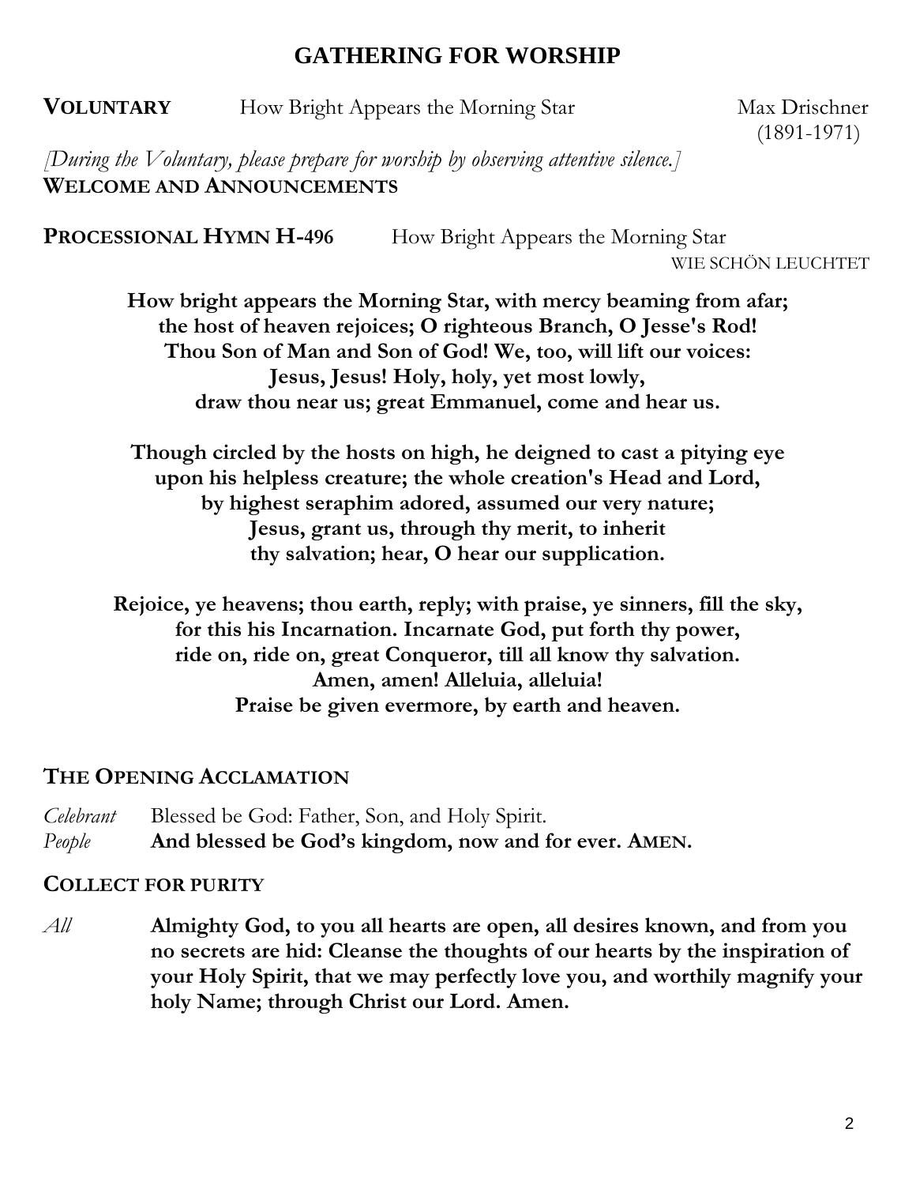# GATHERING FOR WORSHIP

**VOLUNTARY** How Bright Appears the Morning Star Max Drischner (1891-1971)

*[During the Voluntary, please prepare for worship by observing attentive silence.]*

**WELCOME AND ANNOUNCEMENTS**

**PROCESSIONAL HYMN H-496** How Bright Appears the Morning Star
WIE SCHÖN LEUCHTET

**How bright appears the Morning Star, with mercy beaming from afar;**
**the host of heaven rejoices; O righteous Branch, O Jesse's Rod!**
**Thou Son of Man and Son of God! We, too, will lift our voices:**
**Jesus, Jesus! Holy, holy, yet most lowly,**
**draw thou near us; great Emmanuel, come and hear us.**

**Though circled by the hosts on high, he deigned to cast a pitying eye**
**upon his helpless creature; the whole creation's Head and Lord,**
**by highest seraphim adored, assumed our very nature;**
**Jesus, grant us, through thy merit, to inherit**
**thy salvation; hear, O hear our supplication.**

**Rejoice, ye heavens; thou earth, reply; with praise, ye sinners, fill the sky,**
**for this his Incarnation. Incarnate God, put forth thy power,**
**ride on, ride on, great Conqueror, till all know thy salvation.**
**Amen, amen! Alleluia, alleluia!**
**Praise be given evermore, by earth and heaven.**

## THE OPENING ACCLAMATION

*Celebrant* Blessed be God: Father, Son, and Holy Spirit.
*People* **And blessed be God's kingdom, now and for ever. AMEN.**

## COLLECT FOR PURITY

*All* **Almighty God, to you all hearts are open, all desires known, and from you no secrets are hid: Cleanse the thoughts of our hearts by the inspiration of your Holy Spirit, that we may perfectly love you, and worthily magnify your holy Name; through Christ our Lord. Amen.**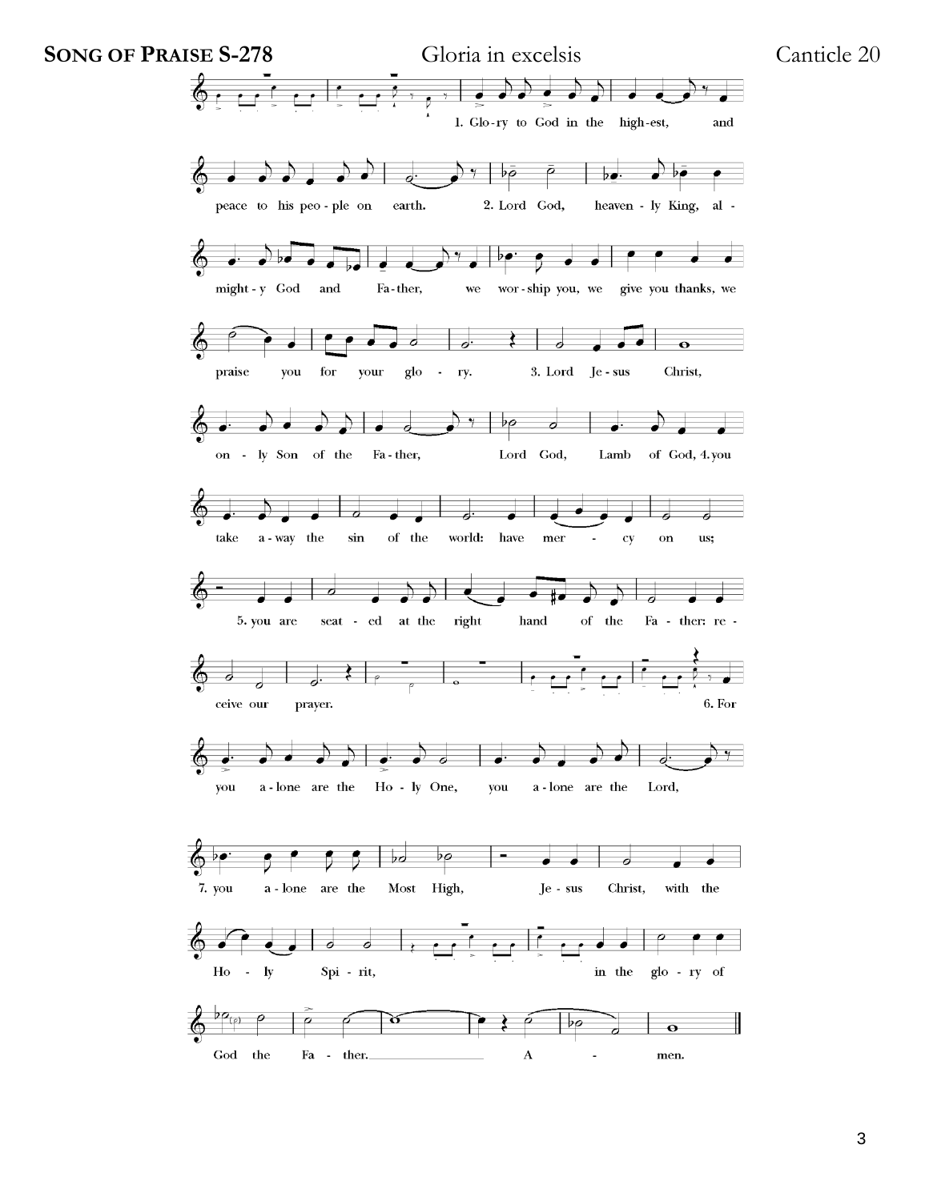**SONG OF PRAISE S-278** Gloria in excelsis Canticle 20

1. Glo-ry to God in the high-est, and peace to his peo-ple on earth.

2. Lord God, heaven-ly King, al-might-y God and Fa-ther, we wor-ship you, we give you thanks, we praise you for your glo-ry.

3. Lord Je-sus Christ, on-ly Son of the Fa-ther, Lord God, Lamb of God,

4. you take a-way the sin of the world: have mer-cy on us;

5. you are seat-ed at the right hand of the Fa-ther: re-ceive our prayer.

6. For you a-lone are the Ho-ly One, you a-lone are the Lord,

7. you a-lone are the Most High, Je-sus Christ, with the Ho-ly Spi-rit, in the glo-ry of God the Fa-ther. A-men.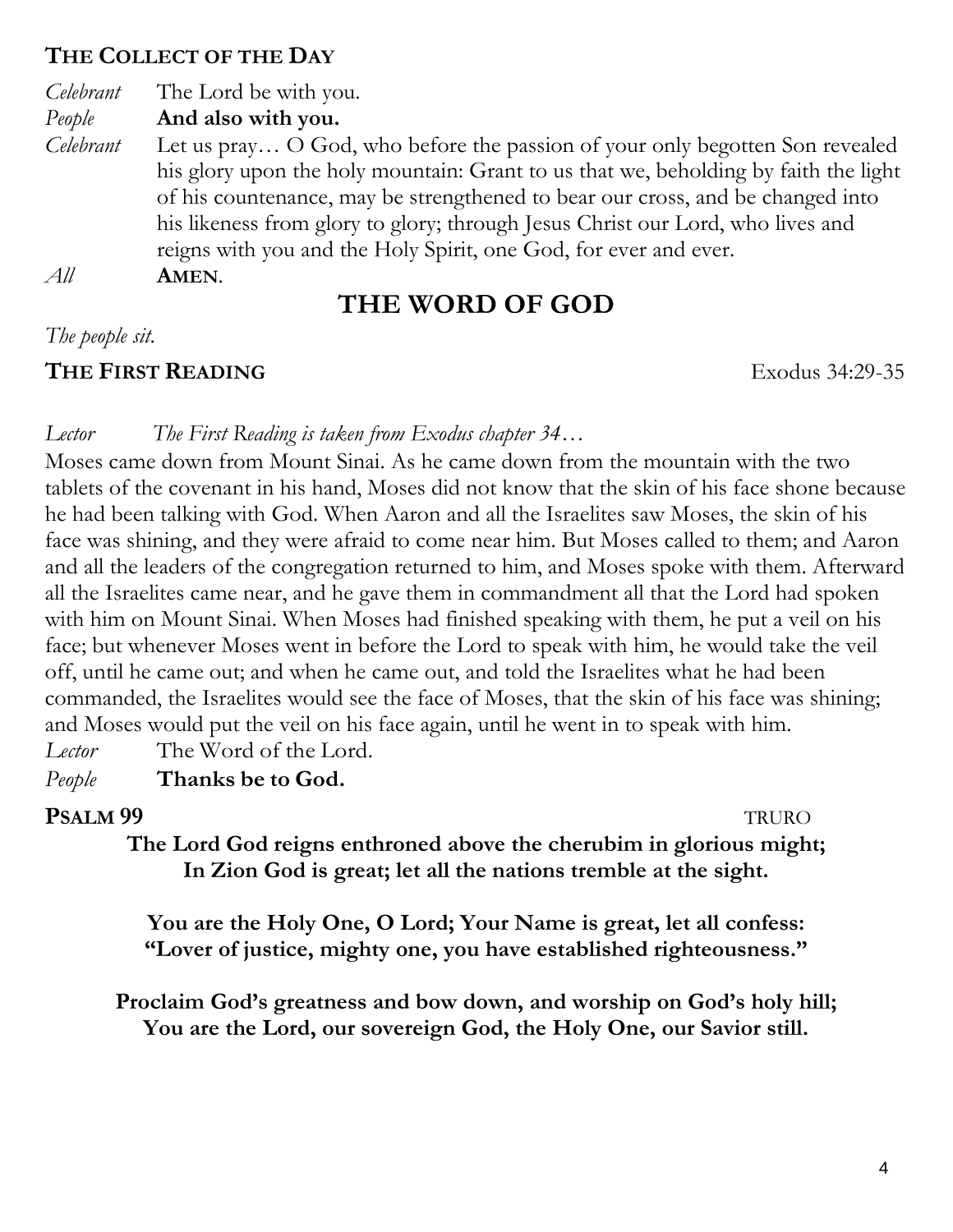### THE COLLECT OF THE DAY

*Celebrant* The Lord be with you.
*People* **And also with you.**
*Celebrant* Let us pray… O God, who before the passion of your only begotten Son revealed his glory upon the holy mountain: Grant to us that we, beholding by faith the light of his countenance, may be strengthened to bear our cross, and be changed into his likeness from glory to glory; through Jesus Christ our Lord, who lives and reigns with you and the Holy Spirit, one God, for ever and ever.
*All* **AMEN**.

## THE WORD OF GOD

*The people sit.*

### THE FIRST READING Exodus 34:29-35

*Lector* *The First Reading is taken from Exodus chapter 34…*

Moses came down from Mount Sinai. As he came down from the mountain with the two tablets of the covenant in his hand, Moses did not know that the skin of his face shone because he had been talking with God. When Aaron and all the Israelites saw Moses, the skin of his face was shining, and they were afraid to come near him. But Moses called to them; and Aaron and all the leaders of the congregation returned to him, and Moses spoke with them. Afterward all the Israelites came near, and he gave them in commandment all that the Lord had spoken with him on Mount Sinai. When Moses had finished speaking with them, he put a veil on his face; but whenever Moses went in before the Lord to speak with him, he would take the veil off, until he came out; and when he came out, and told the Israelites what he had been commanded, the Israelites would see the face of Moses, that the skin of his face was shining; and Moses would put the veil on his face again, until he went in to speak with him.

*Lector* The Word of the Lord.
*People* **Thanks be to God.**

### PSALM 99 TRURO

**The Lord God reigns enthroned above the cherubim in glorious might;**
**In Zion God is great; let all the nations tremble at the sight.**

**You are the Holy One, O Lord; Your Name is great, let all confess:**
**"Lover of justice, mighty one, you have established righteousness."**

**Proclaim God's greatness and bow down, and worship on God's holy hill;**
**You are the Lord, our sovereign God, the Holy One, our Savior still.**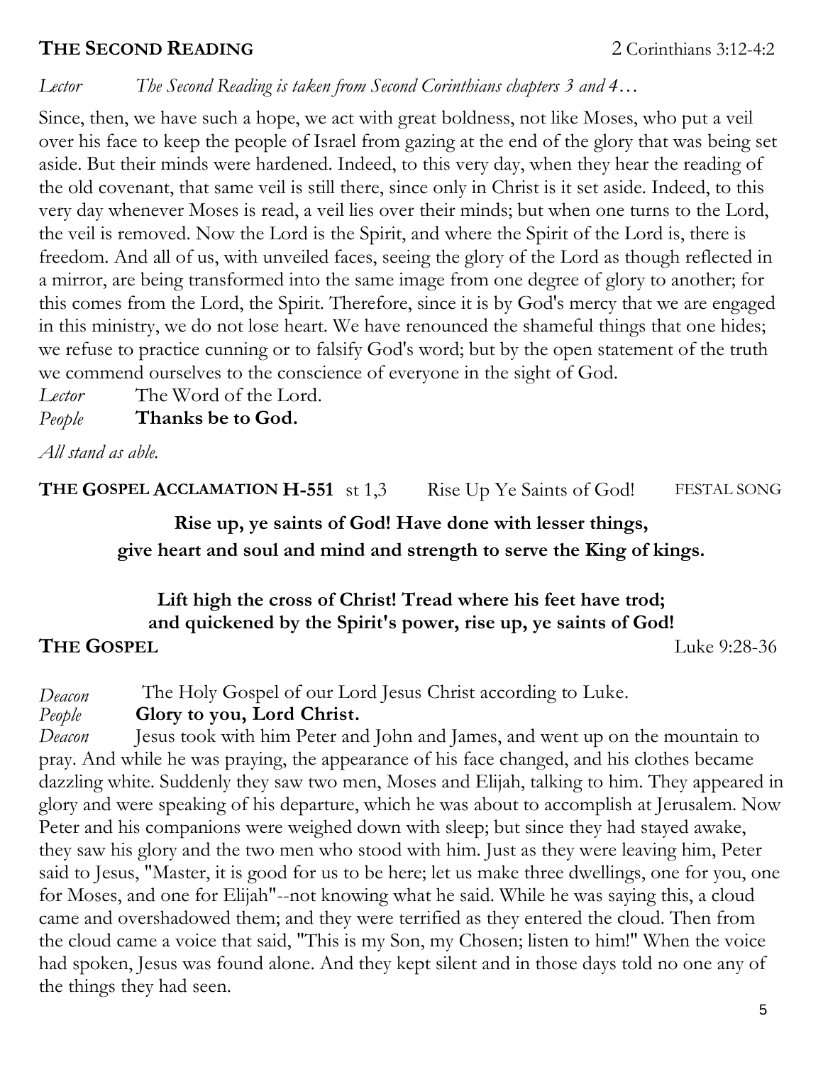## THE SECOND READING 2 Corinthians 3:12-4:2

*Lector* *The Second Reading is taken from Second Corinthians chapters 3 and 4…*

Since, then, we have such a hope, we act with great boldness, not like Moses, who put a veil over his face to keep the people of Israel from gazing at the end of the glory that was being set aside. But their minds were hardened. Indeed, to this very day, when they hear the reading of the old covenant, that same veil is still there, since only in Christ is it set aside. Indeed, to this very day whenever Moses is read, a veil lies over their minds; but when one turns to the Lord, the veil is removed. Now the Lord is the Spirit, and where the Spirit of the Lord is, there is freedom. And all of us, with unveiled faces, seeing the glory of the Lord as though reflected in a mirror, are being transformed into the same image from one degree of glory to another; for this comes from the Lord, the Spirit. Therefore, since it is by God's mercy that we are engaged in this ministry, we do not lose heart. We have renounced the shameful things that one hides; we refuse to practice cunning or to falsify God's word; but by the open statement of the truth we commend ourselves to the conscience of everyone in the sight of God.

*Lector* The Word of the Lord.
*People* **Thanks be to God.**

*All stand as able.*

## THE GOSPEL ACCLAMATION H-551 st 1,3 Rise Up Ye Saints of God! FESTAL SONG

**Rise up, ye saints of God! Have done with lesser things,**
**give heart and soul and mind and strength to serve the King of kings.**

**Lift high the cross of Christ! Tread where his feet have trod;**
**and quickened by the Spirit's power, rise up, ye saints of God!**

## THE GOSPEL Luke 9:28-36

*Deacon* The Holy Gospel of our Lord Jesus Christ according to Luke.
*People* **Glory to you, Lord Christ.**
*Deacon* Jesus took with him Peter and John and James, and went up on the mountain to pray. And while he was praying, the appearance of his face changed, and his clothes became dazzling white. Suddenly they saw two men, Moses and Elijah, talking to him. They appeared in glory and were speaking of his departure, which he was about to accomplish at Jerusalem. Now Peter and his companions were weighed down with sleep; but since they had stayed awake, they saw his glory and the two men who stood with him. Just as they were leaving him, Peter said to Jesus, "Master, it is good for us to be here; let us make three dwellings, one for you, one for Moses, and one for Elijah"--not knowing what he said. While he was saying this, a cloud came and overshadowed them; and they were terrified as they entered the cloud. Then from the cloud came a voice that said, "This is my Son, my Chosen; listen to him!" When the voice had spoken, Jesus was found alone. And they kept silent and in those days told no one any of the things they had seen.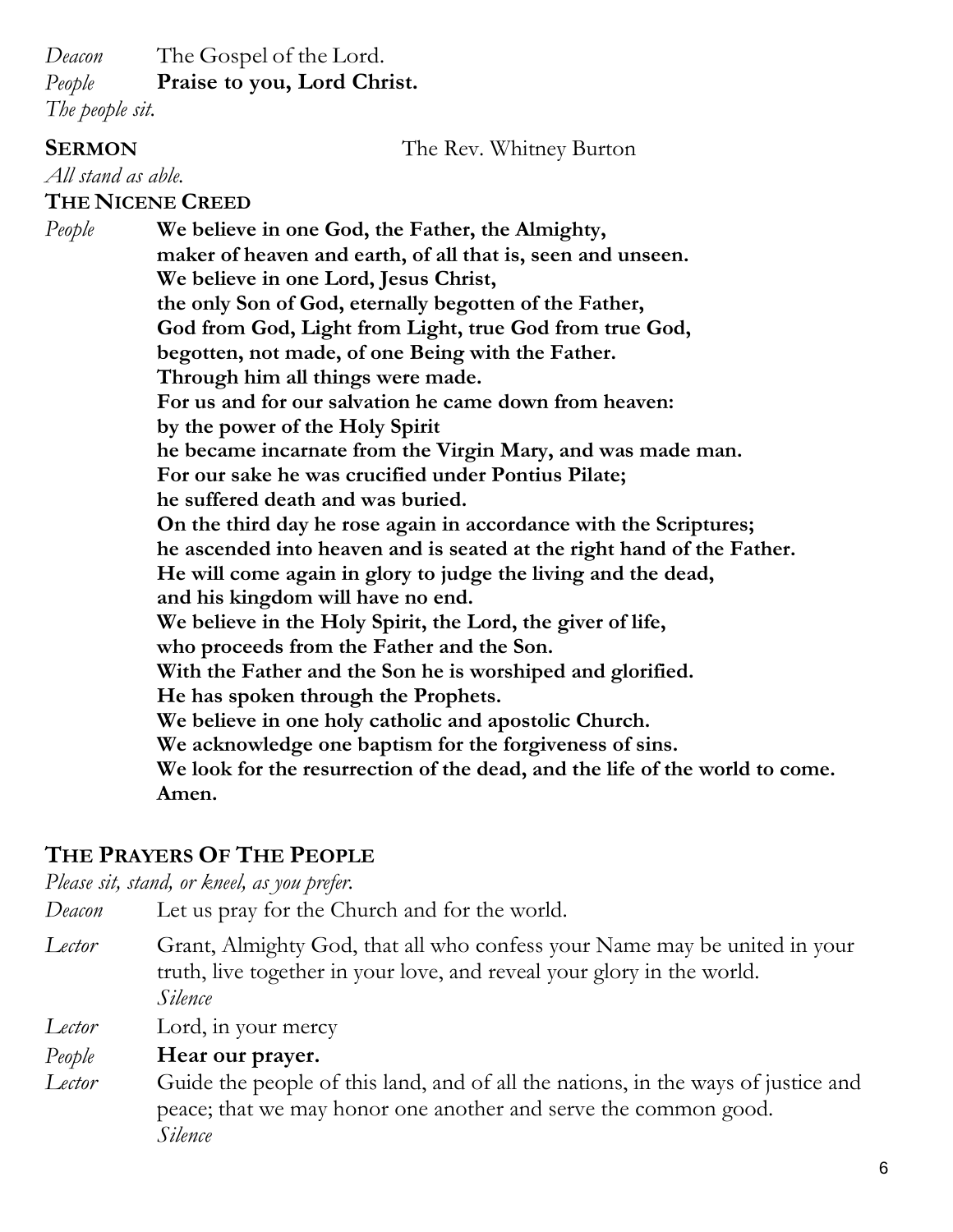*Deacon* The Gospel of the Lord.
*People* **Praise to you, Lord Christ.**
*The people sit.*

**SERMON** The Rev. Whitney Burton

*All stand as able.*

**THE NICENE CREED**

*People* **We believe in one God, the Father, the Almighty,
maker of heaven and earth, of all that is, seen and unseen.
We believe in one Lord, Jesus Christ,
the only Son of God, eternally begotten of the Father,
God from God, Light from Light, true God from true God,
begotten, not made, of one Being with the Father.
Through him all things were made.
For us and for our salvation he came down from heaven:
by the power of the Holy Spirit
he became incarnate from the Virgin Mary, and was made man.
For our sake he was crucified under Pontius Pilate;
he suffered death and was buried.
On the third day he rose again in accordance with the Scriptures;
he ascended into heaven and is seated at the right hand of the Father.
He will come again in glory to judge the living and the dead,
and his kingdom will have no end.
We believe in the Holy Spirit, the Lord, the giver of life,
who proceeds from the Father and the Son.
With the Father and the Son he is worshiped and glorified.
He has spoken through the Prophets.
We believe in one holy catholic and apostolic Church.
We acknowledge one baptism for the forgiveness of sins.
We look for the resurrection of the dead, and the life of the world to come.
Amen.**

## THE PRAYERS OF THE PEOPLE

*Please sit, stand, or kneel, as you prefer.*

*Deacon* Let us pray for the Church and for the world.

*Lector* Grant, Almighty God, that all who confess your Name may be united in your truth, live together in your love, and reveal your glory in the world.
*Silence*

*Lector* Lord, in your mercy

*People* **Hear our prayer.**

*Lector* Guide the people of this land, and of all the nations, in the ways of justice and peace; that we may honor one another and serve the common good.
*Silence*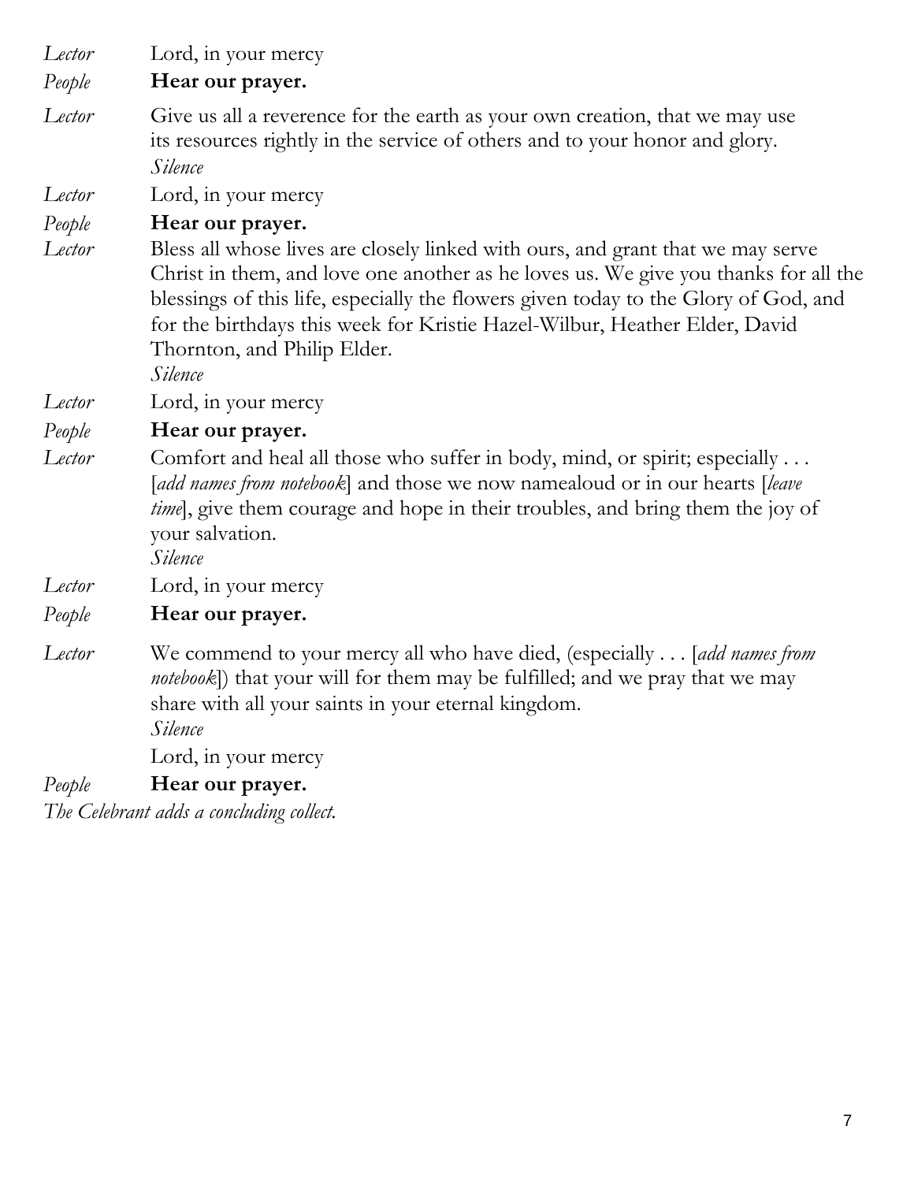*Lector* Lord, in your mercy

*People* **Hear our prayer.**

*Lector* Give us all a reverence for the earth as your own creation, that we may use its resources rightly in the service of others and to your honor and glory.
*Silence*

*Lector* Lord, in your mercy

*People* **Hear our prayer.**

*Lector* Bless all whose lives are closely linked with ours, and grant that we may serve Christ in them, and love one another as he loves us. We give you thanks for all the blessings of this life, especially the flowers given today to the Glory of God, and for the birthdays this week for Kristie Hazel-Wilbur, Heather Elder, David Thornton, and Philip Elder.
*Silence*

*Lector* Lord, in your mercy

*People* **Hear our prayer.**

*Lector* Comfort and heal all those who suffer in body, mind, or spirit; especially . . . [*add names from notebook*] and those we now namealoud or in our hearts [*leave time*], give them courage and hope in their troubles, and bring them the joy of your salvation.
*Silence*

*Lector* Lord, in your mercy

*People* **Hear our prayer.**

*Lector* We commend to your mercy all who have died, (especially . . . [*add names from notebook*]) that your will for them may be fulfilled; and we pray that we may share with all your saints in your eternal kingdom.
*Silence*
Lord, in your mercy

*People* **Hear our prayer.**

*The Celebrant adds a concluding collect.*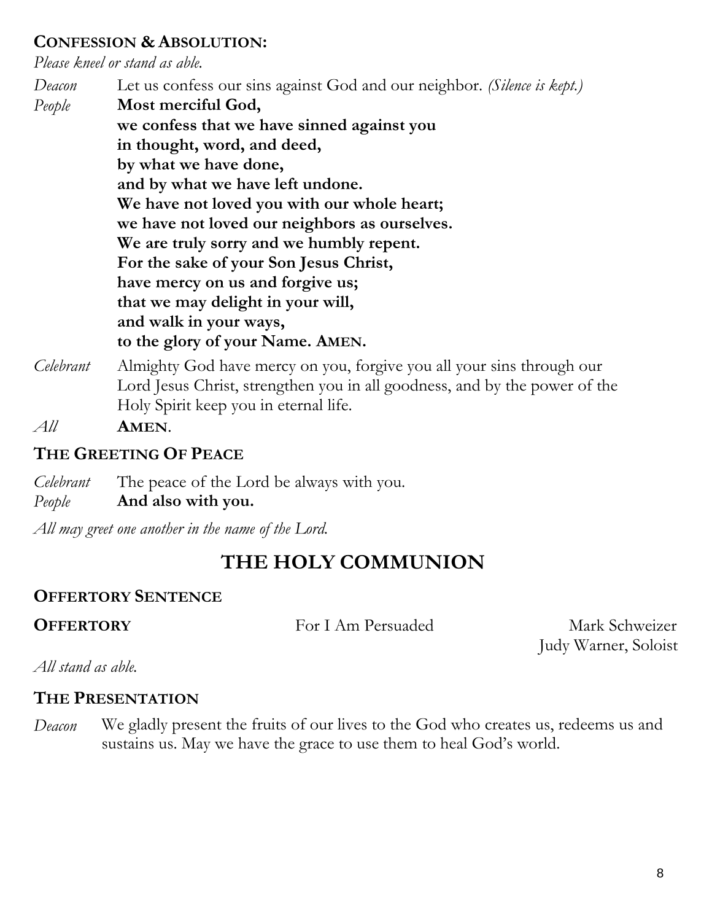### **CONFESSION & ABSOLUTION:**

*Please kneel or stand as able.*

*Deacon* Let us confess our sins against God and our neighbor. *(Silence is kept.)*

*People* **Most merciful God,**
**we confess that we have sinned against you**
**in thought, word, and deed,**
**by what we have done,**
**and by what we have left undone.**
**We have not loved you with our whole heart;**
**we have not loved our neighbors as ourselves.**
**We are truly sorry and we humbly repent.**
**For the sake of your Son Jesus Christ,**
**have mercy on us and forgive us;**
**that we may delight in your will,**
**and walk in your ways,**
**to the glory of your Name. AMEN.**

*Celebrant* Almighty God have mercy on you, forgive you all your sins through our Lord Jesus Christ, strengthen you in all goodness, and by the power of the Holy Spirit keep you in eternal life.

*All* **AMEN**.

### **THE GREETING OF PEACE**

*Celebrant* The peace of the Lord be always with you.
*People* **And also with you.**

*All may greet one another in the name of the Lord.*

## **THE HOLY COMMUNION**

### **OFFERTORY SENTENCE**

**OFFERTORY** For I Am Persuaded Mark Schweizer
Judy Warner, Soloist

*All stand as able.*

### **THE PRESENTATION**

*Deacon* We gladly present the fruits of our lives to the God who creates us, redeems us and sustains us. May we have the grace to use them to heal God's world.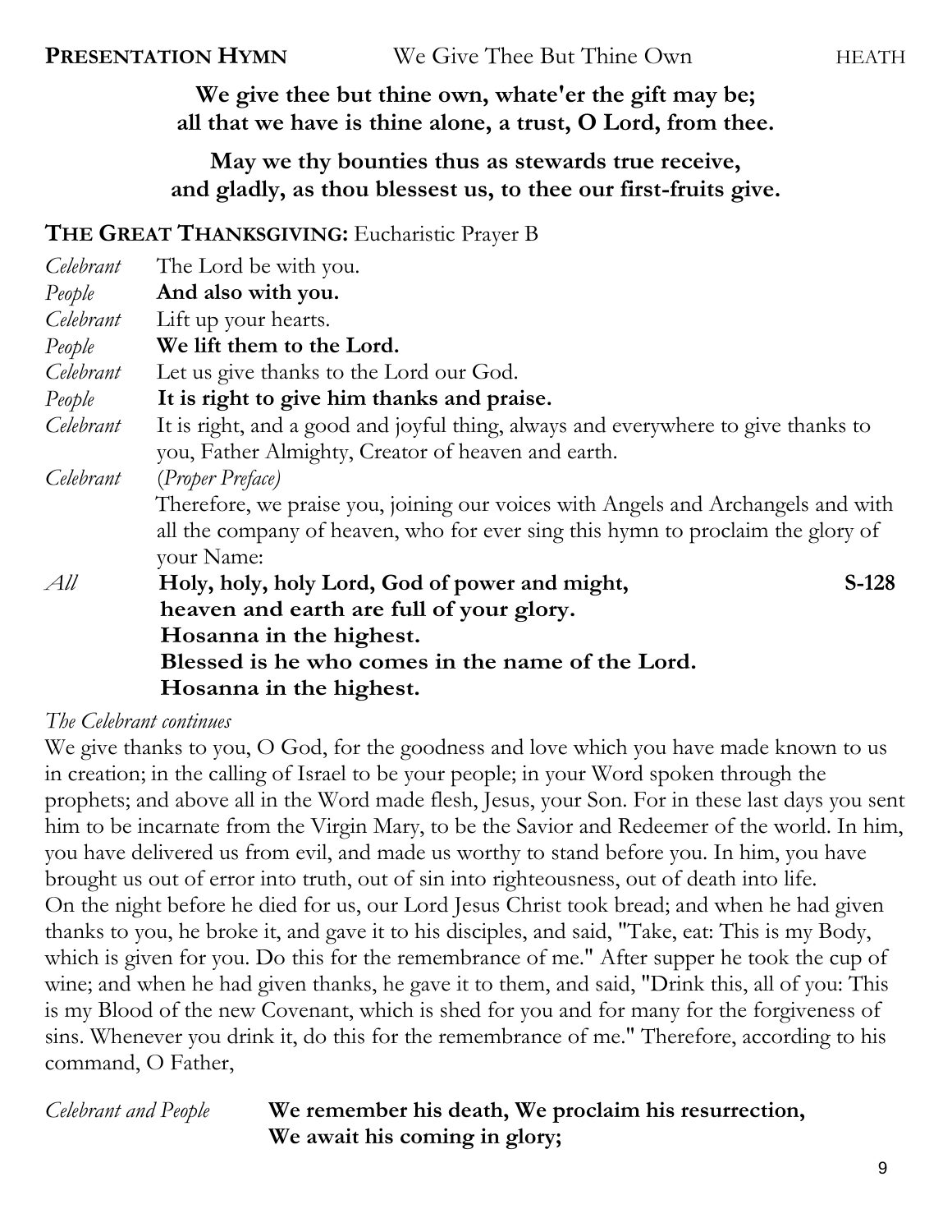**PRESENTATION HYMN** We Give Thee But Thine Own HEATH

**We give thee but thine own, whate'er the gift may be;**
**all that we have is thine alone, a trust, O Lord, from thee.**

**May we thy bounties thus as stewards true receive,**
**and gladly, as thou blessest us, to thee our first-fruits give.**

**THE GREAT THANKSGIVING:** Eucharistic Prayer B

*Celebrant* The Lord be with you.
*People* **And also with you.**
*Celebrant* Lift up your hearts.
*People* **We lift them to the Lord.**
*Celebrant* Let us give thanks to the Lord our God.
*People* **It is right to give him thanks and praise.**
*Celebrant* It is right, and a good and joyful thing, always and everywhere to give thanks to you, Father Almighty, Creator of heaven and earth.
*Celebrant* (*Proper Preface*)
Therefore, we praise you, joining our voices with Angels and Archangels and with all the company of heaven, who for ever sing this hymn to proclaim the glory of your Name:
*All* **Holy, holy, holy Lord, God of power and might,** **S-128**
**heaven and earth are full of your glory.**
**Hosanna in the highest.**
**Blessed is he who comes in the name of the Lord.**
**Hosanna in the highest.**

*The Celebrant continues*
We give thanks to you, O God, for the goodness and love which you have made known to us in creation; in the calling of Israel to be your people; in your Word spoken through the prophets; and above all in the Word made flesh, Jesus, your Son. For in these last days you sent him to be incarnate from the Virgin Mary, to be the Savior and Redeemer of the world. In him, you have delivered us from evil, and made us worthy to stand before you. In him, you have brought us out of error into truth, out of sin into righteousness, out of death into life.
On the night before he died for us, our Lord Jesus Christ took bread; and when he had given thanks to you, he broke it, and gave it to his disciples, and said, "Take, eat: This is my Body, which is given for you. Do this for the remembrance of me." After supper he took the cup of wine; and when he had given thanks, he gave it to them, and said, "Drink this, all of you: This is my Blood of the new Covenant, which is shed for you and for many for the forgiveness of sins. Whenever you drink it, do this for the remembrance of me." Therefore, according to his command, O Father,

*Celebrant and People* **We remember his death, We proclaim his resurrection,**
**We await his coming in glory;**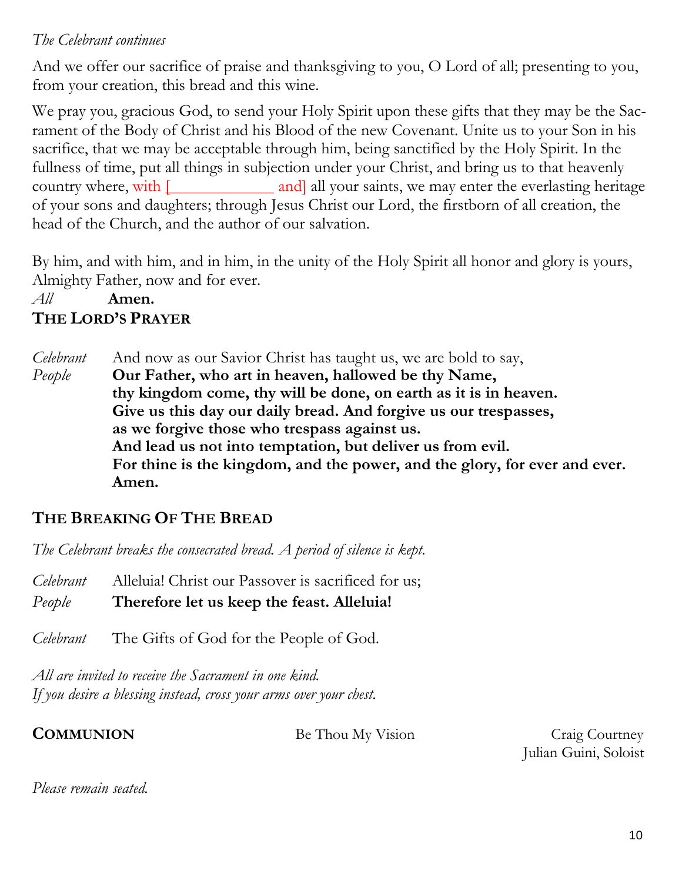*The Celebrant continues*

And we offer our sacrifice of praise and thanksgiving to you, O Lord of all; presenting to you, from your creation, this bread and this wine.

We pray you, gracious God, to send your Holy Spirit upon these gifts that they may be the Sacrament of the Body of Christ and his Blood of the new Covenant. Unite us to your Son in his sacrifice, that we may be acceptable through him, being sanctified by the Holy Spirit. In the fullness of time, put all things in subjection under your Christ, and bring us to that heavenly country where, with [____________ and] all your saints, we may enter the everlasting heritage of your sons and daughters; through Jesus Christ our Lord, the firstborn of all creation, the head of the Church, and the author of our salvation.

By him, and with him, and in him, in the unity of the Holy Spirit all honor and glory is yours, Almighty Father, now and for ever.

*All* **Amen.**

## THE LORD'S PRAYER

*Celebrant* And now as our Savior Christ has taught us, we are bold to say,

*People* **Our Father, who art in heaven, hallowed be thy Name,**
**thy kingdom come, thy will be done, on earth as it is in heaven.**
**Give us this day our daily bread. And forgive us our trespasses,**
**as we forgive those who trespass against us.**
**And lead us not into temptation, but deliver us from evil.**
**For thine is the kingdom, and the power, and the glory, for ever and ever.**
**Amen.**

## THE BREAKING OF THE BREAD

*The Celebrant breaks the consecrated bread. A period of silence is kept.*

*Celebrant* Alleluia! Christ our Passover is sacrificed for us;

*People* **Therefore let us keep the feast. Alleluia!**

*Celebrant* The Gifts of God for the People of God.

*All are invited to receive the Sacrament in one kind.*
*If you desire a blessing instead, cross your arms over your chest.*

**COMMUNION** Be Thou My Vision Craig Courtney
Julian Guini, Soloist

*Please remain seated.*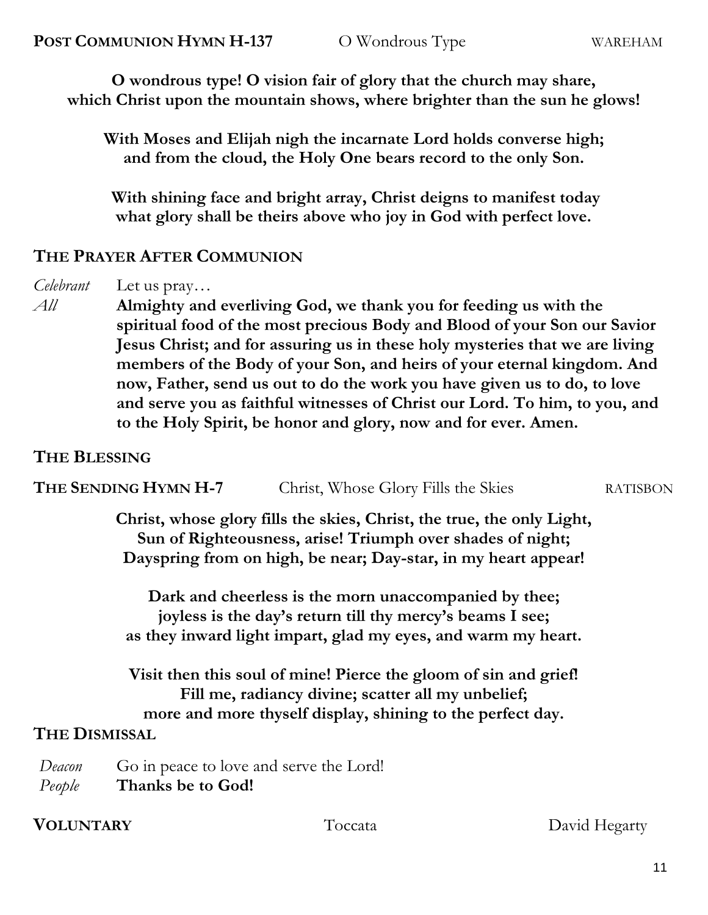**POST COMMUNION HYMN H-137** O Wondrous Type WAREHAM

**O wondrous type! O vision fair of glory that the church may share,**
**which Christ upon the mountain shows, where brighter than the sun he glows!**

**With Moses and Elijah nigh the incarnate Lord holds converse high;**
**and from the cloud, the Holy One bears record to the only Son.**

**With shining face and bright array, Christ deigns to manifest today**
**what glory shall be theirs above who joy in God with perfect love.**

## THE PRAYER AFTER COMMUNION

*Celebrant* Let us pray…

*All* **Almighty and everliving God, we thank you for feeding us with the spiritual food of the most precious Body and Blood of your Son our Savior Jesus Christ; and for assuring us in these holy mysteries that we are living members of the Body of your Son, and heirs of your eternal kingdom. And now, Father, send us out to do the work you have given us to do, to love and serve you as faithful witnesses of Christ our Lord. To him, to you, and to the Holy Spirit, be honor and glory, now and for ever. Amen.**

## THE BLESSING

**THE SENDING HYMN H-7** Christ, Whose Glory Fills the Skies RATISBON

**Christ, whose glory fills the skies, Christ, the true, the only Light,**
**Sun of Righteousness, arise! Triumph over shades of night;**
**Dayspring from on high, be near; Day-star, in my heart appear!**

**Dark and cheerless is the morn unaccompanied by thee;**
**joyless is the day's return till thy mercy's beams I see;**
**as they inward light impart, glad my eyes, and warm my heart.**

**Visit then this soul of mine! Pierce the gloom of sin and grief!**
**Fill me, radiancy divine; scatter all my unbelief;**
**more and more thyself display, shining to the perfect day.**

## THE DISMISSAL

*Deacon* Go in peace to love and serve the Lord!
*People* **Thanks be to God!**

**VOLUNTARY** Toccata David Hegarty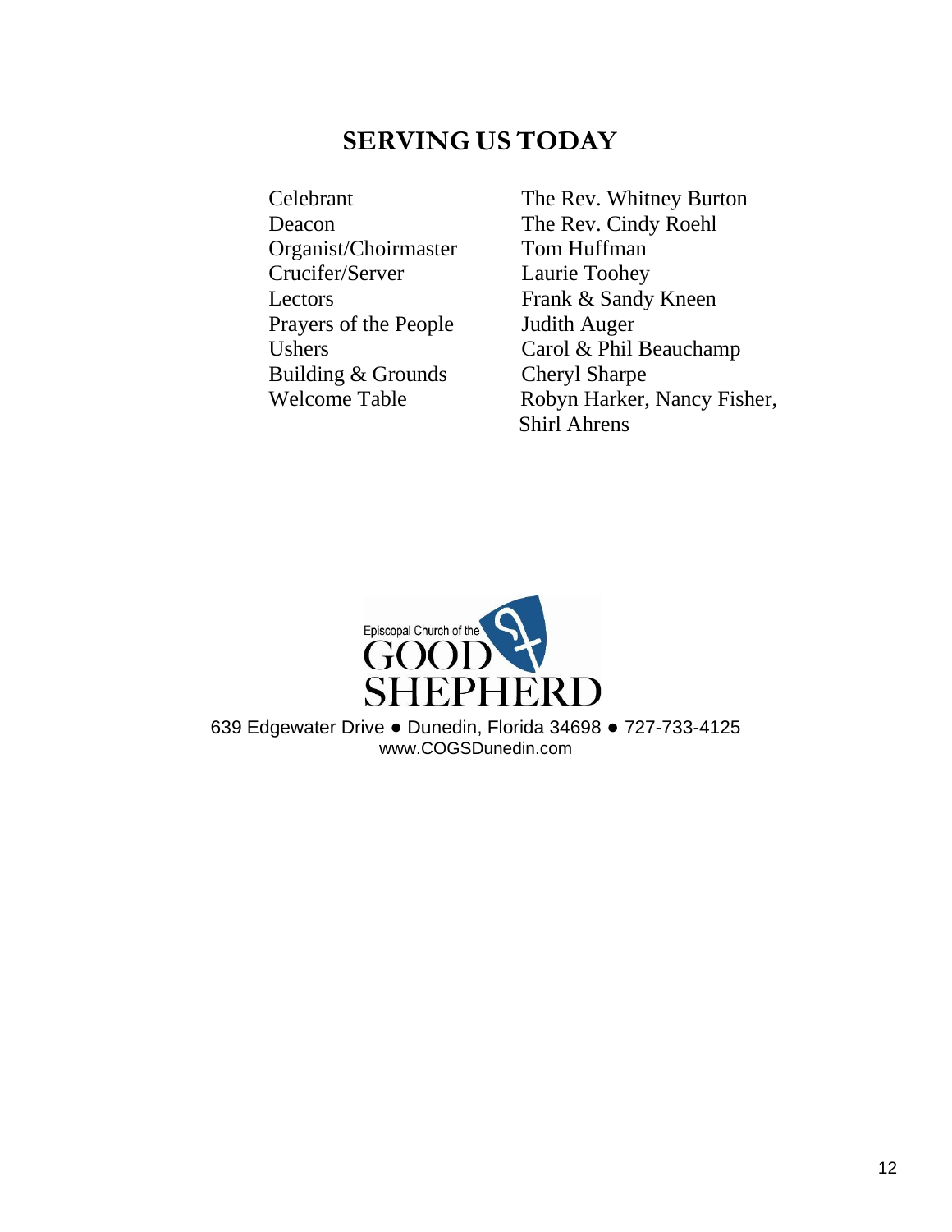## SERVING US TODAY

| | |
|---|---|
| Celebrant | The Rev. Whitney Burton |
| Deacon | The Rev. Cindy Roehl |
| Organist/Choirmaster | Tom Huffman |
| Crucifer/Server | Laurie Toohey |
| Lectors | Frank & Sandy Kneen |
| Prayers of the People | Judith Auger |
| Ushers | Carol & Phil Beauchamp |
| Building & Grounds | Cheryl Sharpe |
| Welcome Table | Robyn Harker, Nancy Fisher, Shirl Ahrens |

Episcopal Church of the GOOD SHEPHERD

639 Edgewater Drive ● Dunedin, Florida 34698 ● 727-733-4125
www.COGSDunedin.com